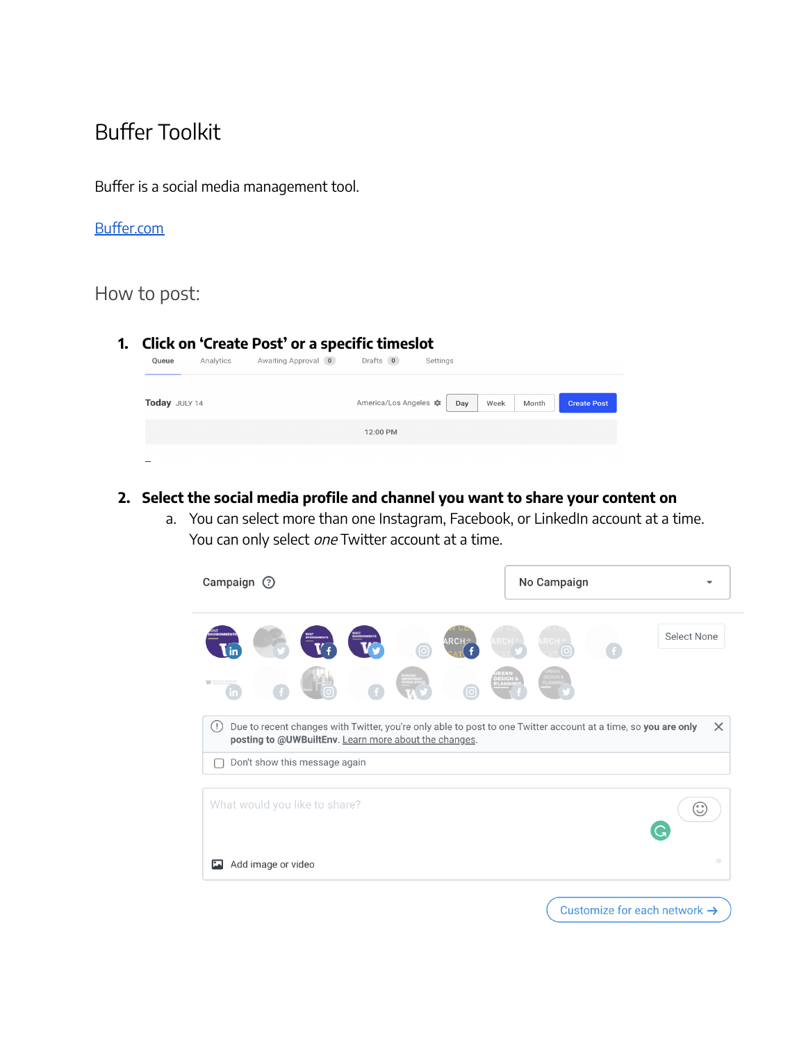# Buffer Toolkit

Buffer is a social media management tool.

[Buffer.com](https://buffer.com)

## How to post:

1. **Click on 'Create Post' or a specific timeslot**

2. **Select the social media profile and channel you want to share your content on**
    a. You can select more than one Instagram, Facebook, or LinkedIn account at a time. You can only select *one* Twitter account at a time.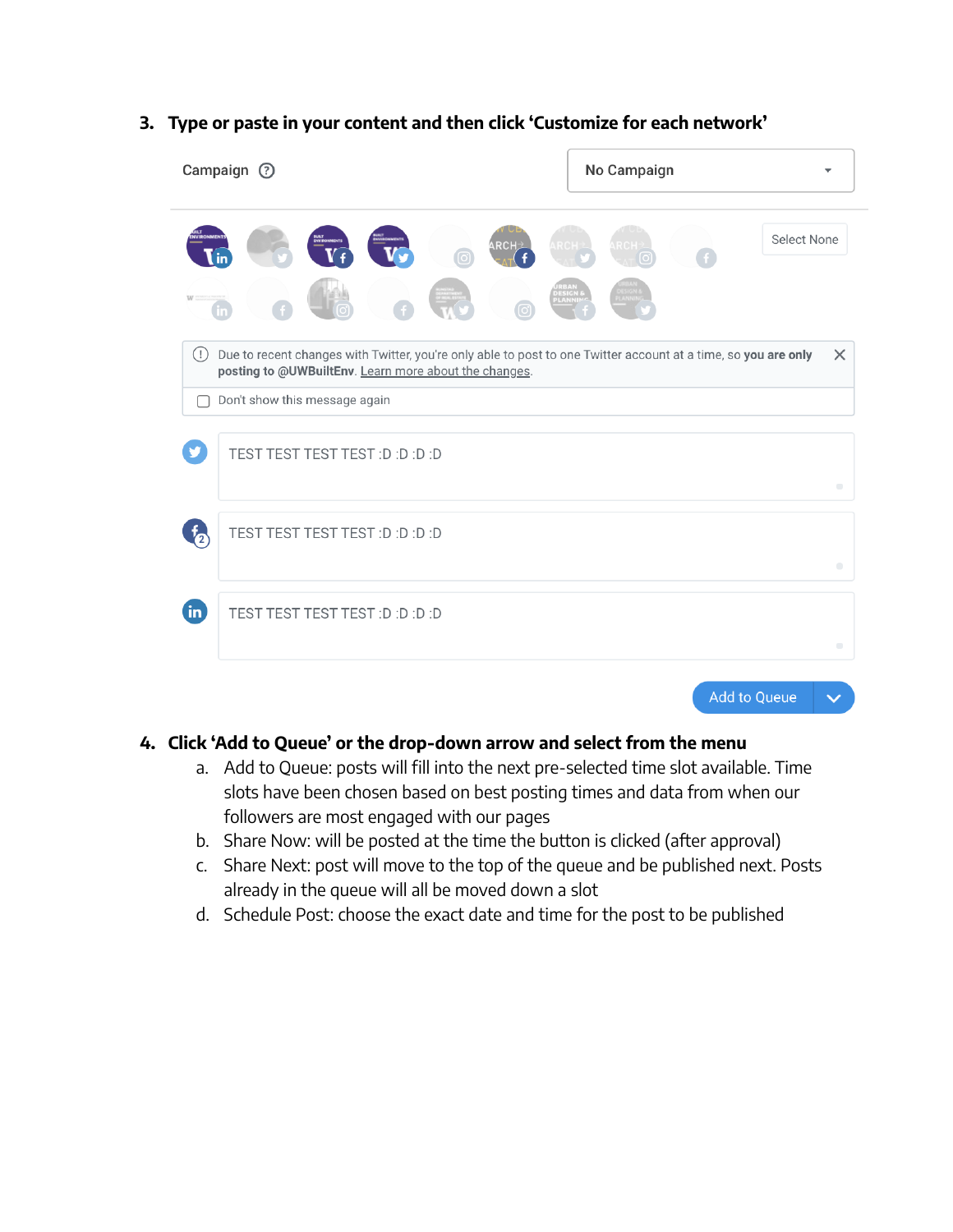3. **Type or paste in your content and then click 'Customize for each network'**

Campaign ⓘ No Campaign

Select None

Due to recent changes with Twitter, you're only able to post to one Twitter account at a time, so **you are only posting to @UWBuiltEnv**. Learn more about the changes.

Don't show this message again

TEST TEST TEST TEST :D :D :D :D

TEST TEST TEST TEST :D :D :D :D

TEST TEST TEST TEST :D :D :D :D

Add to Queue

4. **Click 'Add to Queue' or the drop-down arrow and select from the menu**
   a. Add to Queue: posts will fill into the next pre-selected time slot available. Time slots have been chosen based on best posting times and data from when our followers are most engaged with our pages
   b. Share Now: will be posted at the time the button is clicked (after approval)
   c. Share Next: post will move to the top of the queue and be published next. Posts already in the queue will all be moved down a slot
   d. Schedule Post: choose the exact date and time for the post to be published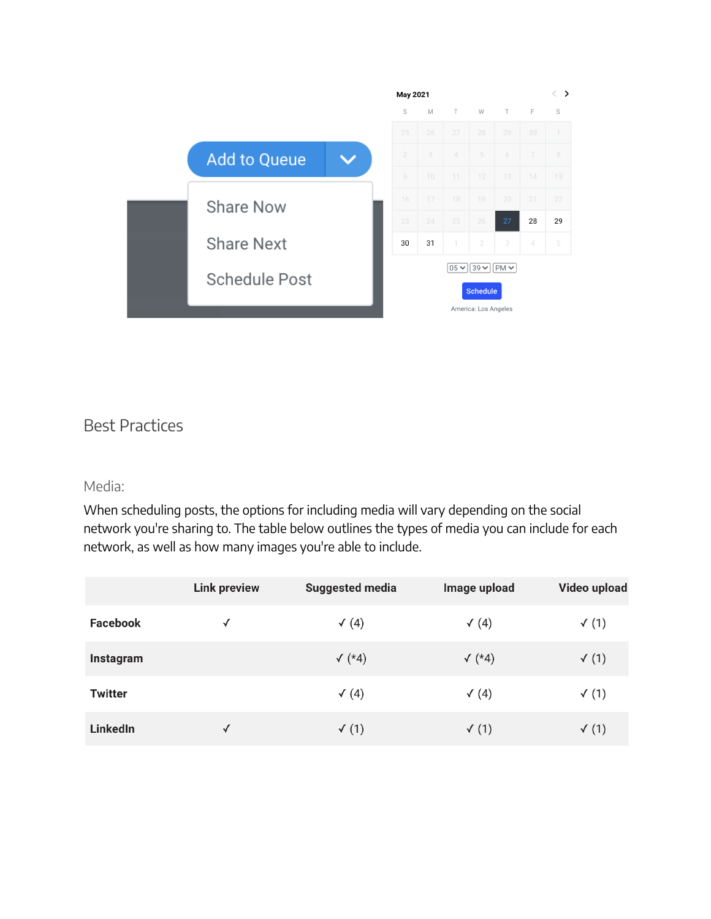## Best Practices

### Media:

When scheduling posts, the options for including media will vary depending on the social network you're sharing to. The table below outlines the types of media you can include for each network, as well as how many images you're able to include.

| | Link preview | Suggested media | Image upload | Video upload |
|---|---|---|---|---|
| **Facebook** | ✓ | ✓ (4) | ✓ (4) | ✓ (1) |
| **Instagram** | | ✓ (*4) | ✓ (*4) | ✓ (1) |
| **Twitter** | | ✓ (4) | ✓ (4) | ✓ (1) |
| **LinkedIn** | ✓ | ✓ (1) | ✓ (1) | ✓ (1) |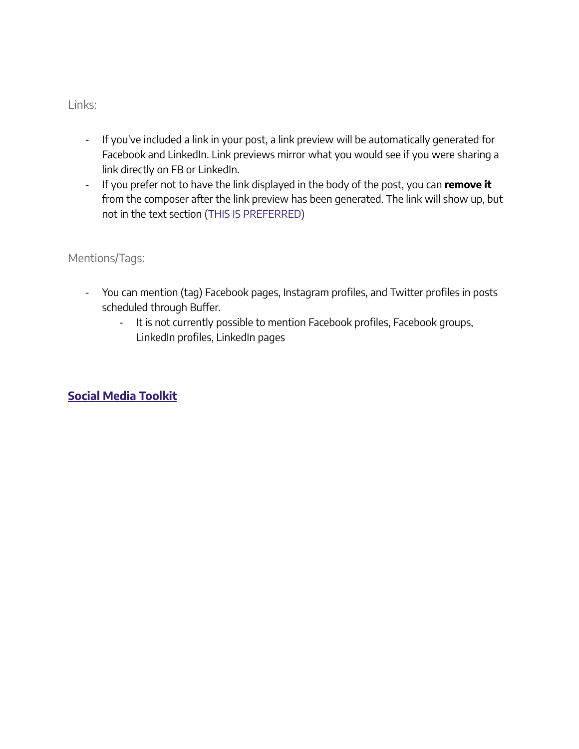Links:

- If you've included a link in your post, a link preview will be automatically generated for Facebook and LinkedIn. Link previews mirror what you would see if you were sharing a link directly on FB or LinkedIn.
- If you prefer not to have the link displayed in the body of the post, you can **remove it** from the composer after the link preview has been generated. The link will show up, but not in the text section (THIS IS PREFERRED)

Mentions/Tags:

- You can mention (tag) Facebook pages, Instagram profiles, and Twitter profiles in posts scheduled through Buffer.
  - It is not currently possible to mention Facebook profiles, Facebook groups, LinkedIn profiles, LinkedIn pages

**Social Media Toolkit**